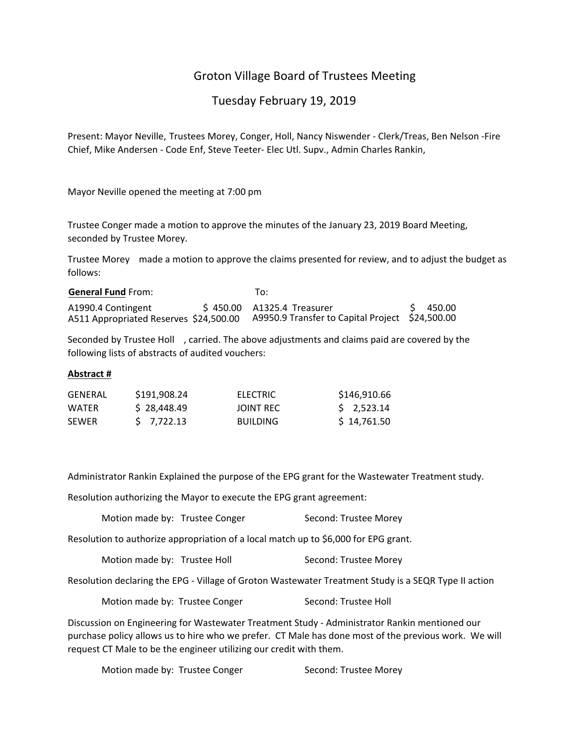# Groton Village Board of Trustees Meeting

## Tuesday February 19, 2019

Present: Mayor Neville, Trustees Morey, Conger, Holl, Nancy Niswender - Clerk/Treas, Ben Nelson -Fire Chief, Mike Andersen - Code Enf, Steve Teeter- Elec Utl. Supv., Admin Charles Rankin,

Mayor Neville opened the meeting at 7:00 pm

Trustee Conger made a motion to approve the minutes of the January 23, 2019 Board Meeting, seconded by Trustee Morey.

Trustee Morey made a motion to approve the claims presented for review, and to adjust the budget as follows:

| **General Fund** From: | | To: | |
|---|---|---|---|
| A1990.4 Contingent | $ 450.00 | A1325.4 Treasurer | $ 450.00 |
| A511 Appropriated Reserves | $24,500.00 | A9950.9 Transfer to Capital Project | $24,500.00 |

Seconded by Trustee Holl , carried. The above adjustments and claims paid are covered by the following lists of abstracts of audited vouchers:

**Abstract #**

| | | | |
|---|---|---|---|
| GENERAL | $191,908.24 | ELECTRIC | $146,910.66 |
| WATER | $ 28,448.49 | JOINT REC | $ 2,523.14 |
| SEWER | $ 7,722.13 | BUILDING | $ 14,761.50 |

Administrator Rankin Explained the purpose of the EPG grant for the Wastewater Treatment study.

Resolution authorizing the Mayor to execute the EPG grant agreement:

Motion made by: Trustee Conger Second: Trustee Morey

Resolution to authorize appropriation of a local match up to $6,000 for EPG grant.

Motion made by: Trustee Holl Second: Trustee Morey

Resolution declaring the EPG - Village of Groton Wastewater Treatment Study is a SEQR Type II action

Motion made by: Trustee Conger Second: Trustee Holl

Discussion on Engineering for Wastewater Treatment Study - Administrator Rankin mentioned our purchase policy allows us to hire who we prefer. CT Male has done most of the previous work. We will request CT Male to be the engineer utilizing our credit with them.

Motion made by: Trustee Conger Second: Trustee Morey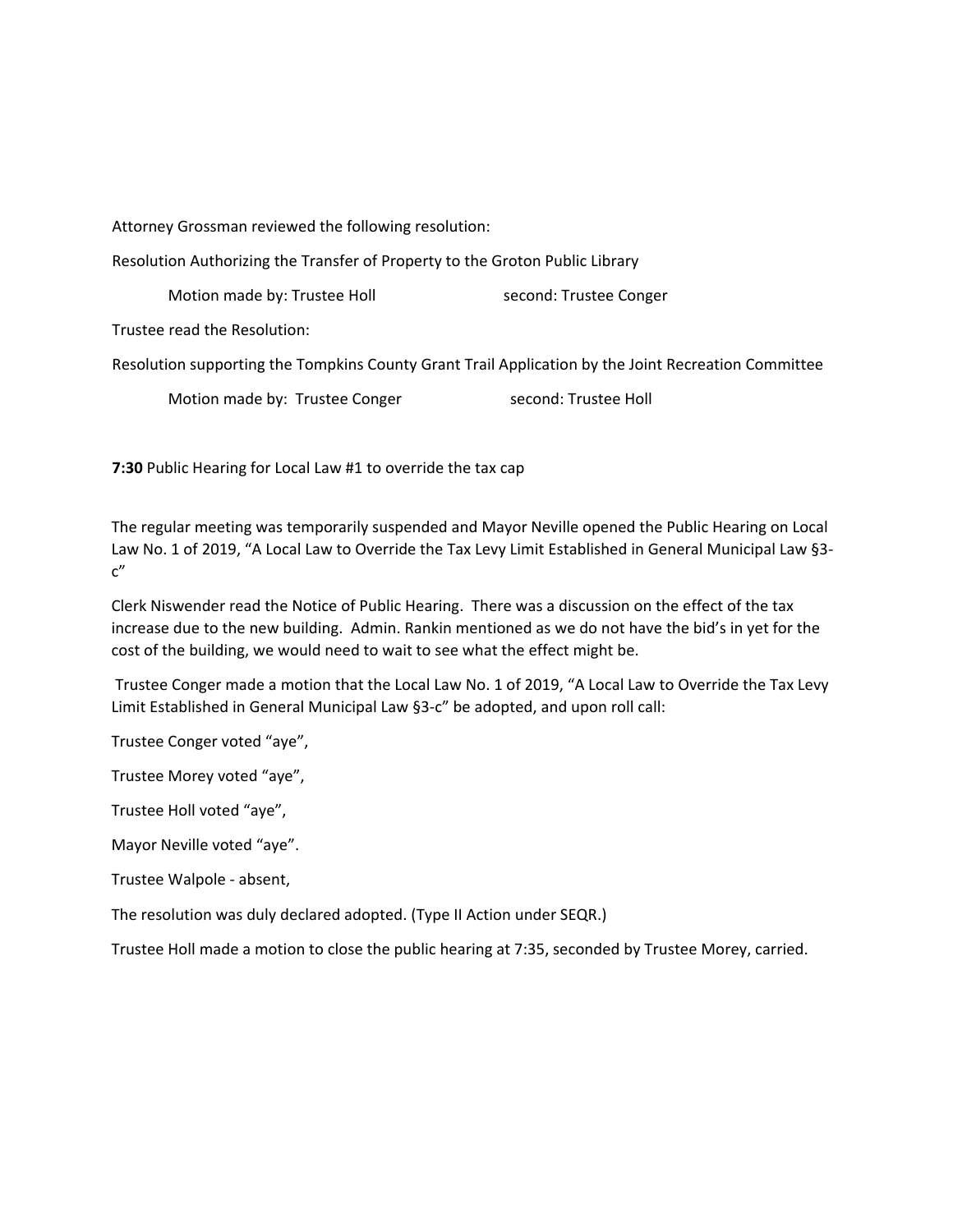Attorney Grossman reviewed the following resolution:

Resolution Authorizing the Transfer of Property to the Groton Public Library

Motion made by: Trustee Holl second: Trustee Conger

Trustee read the Resolution:

Resolution supporting the Tompkins County Grant Trail Application by the Joint Recreation Committee

Motion made by: Trustee Conger second: Trustee Holl

**7:30** Public Hearing for Local Law #1 to override the tax cap

The regular meeting was temporarily suspended and Mayor Neville opened the Public Hearing on Local Law No. 1 of 2019, "A Local Law to Override the Tax Levy Limit Established in General Municipal Law §3-c"

Clerk Niswender read the Notice of Public Hearing. There was a discussion on the effect of the tax increase due to the new building. Admin. Rankin mentioned as we do not have the bid's in yet for the cost of the building, we would need to wait to see what the effect might be.

Trustee Conger made a motion that the Local Law No. 1 of 2019, "A Local Law to Override the Tax Levy Limit Established in General Municipal Law §3-c" be adopted, and upon roll call:

Trustee Conger voted "aye",

Trustee Morey voted "aye",

Trustee Holl voted "aye",

Mayor Neville voted "aye".

Trustee Walpole - absent,

The resolution was duly declared adopted. (Type II Action under SEQR.)

Trustee Holl made a motion to close the public hearing at 7:35, seconded by Trustee Morey, carried.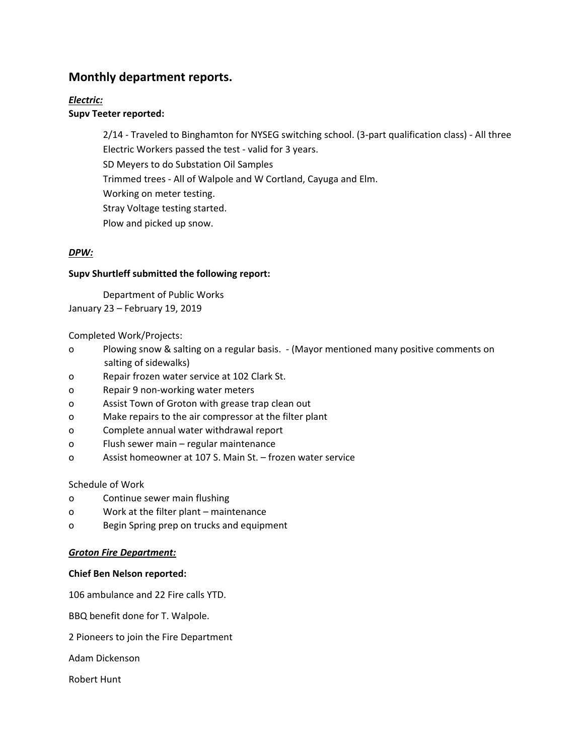## Monthly department reports.

***Electric:***

**Supv Teeter reported:**

2/14 - Traveled to Binghamton for NYSEG switching school. (3-part qualification class) - All three Electric Workers passed the test - valid for 3 years.

SD Meyers to do Substation Oil Samples

Trimmed trees - All of Walpole and W Cortland, Cayuga and Elm.

Working on meter testing.

Stray Voltage testing started.

Plow and picked up snow.

***DPW:***

**Supv Shurtleff submitted the following report:**

Department of Public Works

January 23 – February 19, 2019

Completed Work/Projects:

- Plowing snow & salting on a regular basis. - (Mayor mentioned many positive comments on salting of sidewalks)
- Repair frozen water service at 102 Clark St.
- Repair 9 non-working water meters
- Assist Town of Groton with grease trap clean out
- Make repairs to the air compressor at the filter plant
- Complete annual water withdrawal report
- Flush sewer main – regular maintenance
- Assist homeowner at 107 S. Main St. – frozen water service

Schedule of Work

- Continue sewer main flushing
- Work at the filter plant – maintenance
- Begin Spring prep on trucks and equipment

***Groton Fire Department:***

**Chief Ben Nelson reported:**

106 ambulance and 22 Fire calls YTD.

BBQ benefit done for T. Walpole.

2 Pioneers to join the Fire Department

Adam Dickenson

Robert Hunt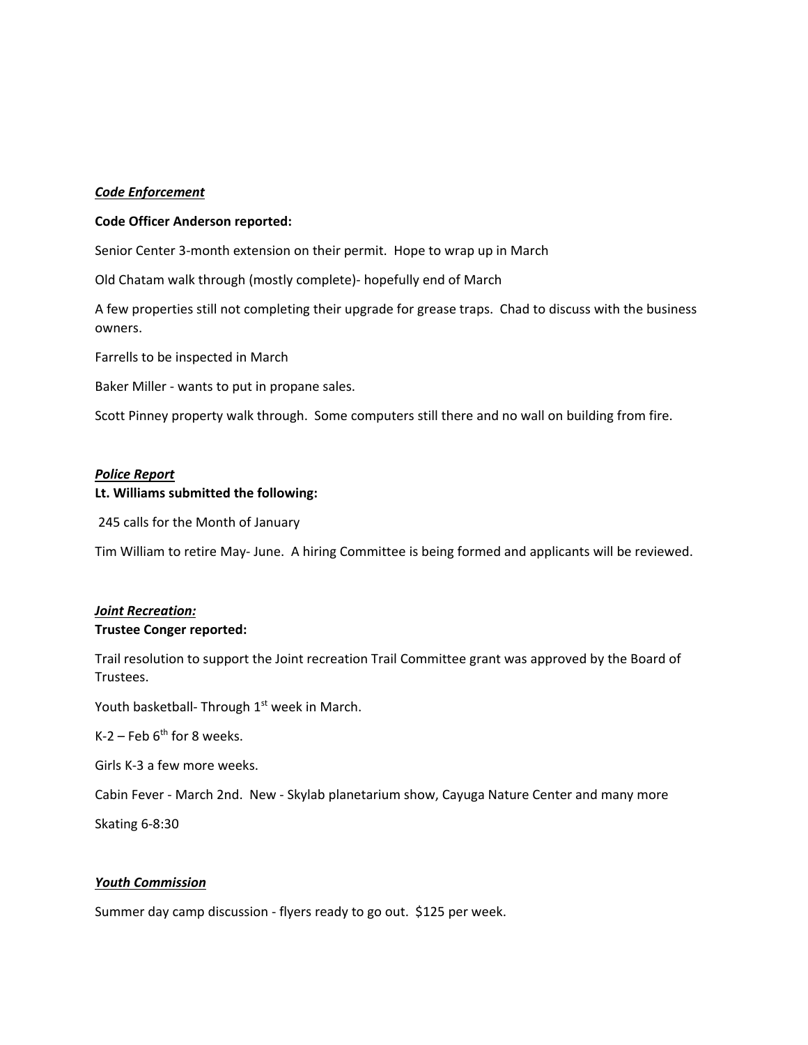***Code Enforcement***

**Code Officer Anderson reported:**

Senior Center 3-month extension on their permit. Hope to wrap up in March

Old Chatam walk through (mostly complete)- hopefully end of March

A few properties still not completing their upgrade for grease traps. Chad to discuss with the business owners.

Farrells to be inspected in March

Baker Miller - wants to put in propane sales.

Scott Pinney property walk through. Some computers still there and no wall on building from fire.

***Police Report***

**Lt. Williams submitted the following:**

245 calls for the Month of January

Tim William to retire May- June. A hiring Committee is being formed and applicants will be reviewed.

***Joint Recreation:***

**Trustee Conger reported:**

Trail resolution to support the Joint recreation Trail Committee grant was approved by the Board of Trustees.

Youth basketball- Through 1st week in March.

K-2 – Feb 6th for 8 weeks.

Girls K-3 a few more weeks.

Cabin Fever - March 2nd. New - Skylab planetarium show, Cayuga Nature Center and many more

Skating 6-8:30

***Youth Commission***

Summer day camp discussion - flyers ready to go out. $125 per week.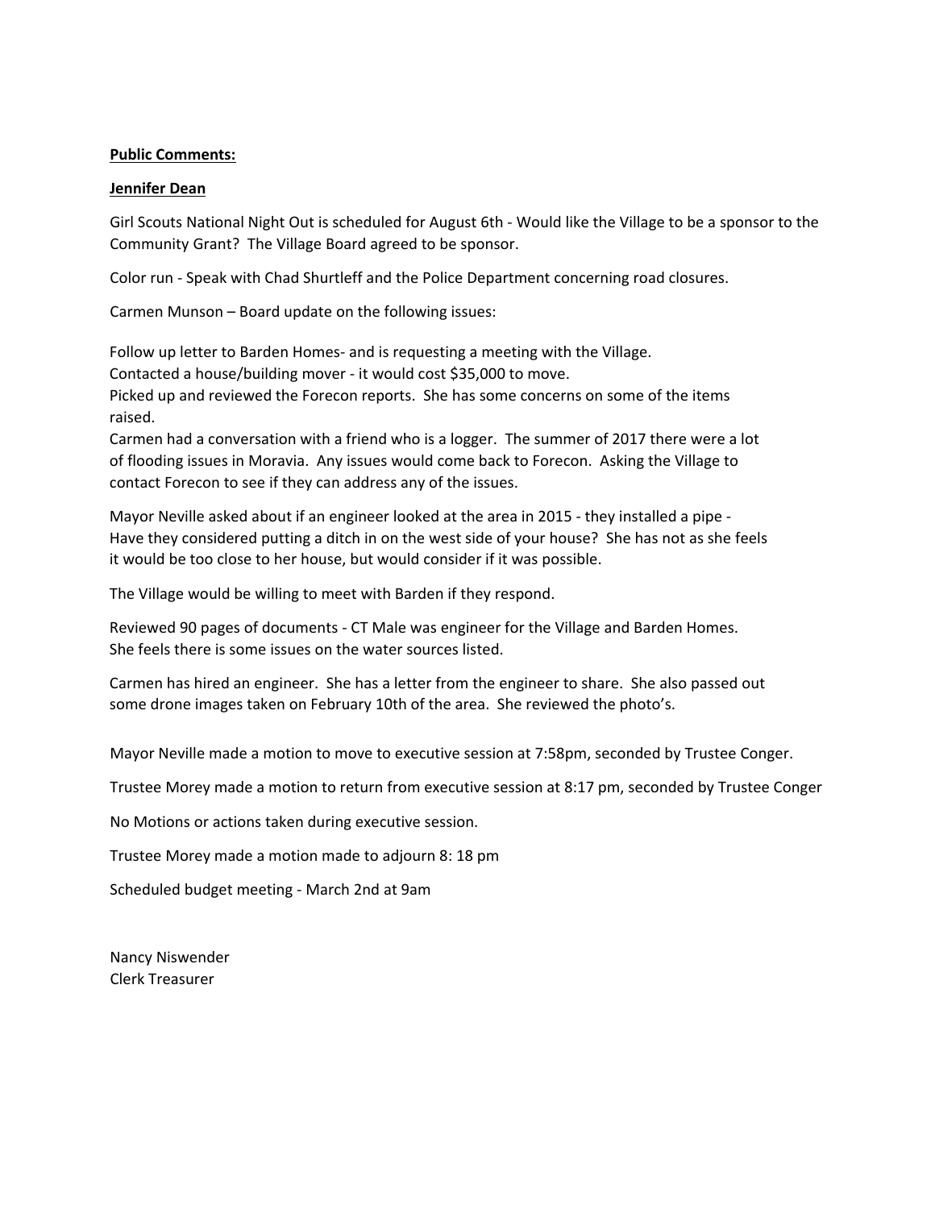**Public Comments:**

**Jennifer Dean**

Girl Scouts National Night Out is scheduled for August 6th - Would like the Village to be a sponsor to the Community Grant? The Village Board agreed to be sponsor.

Color run - Speak with Chad Shurtleff and the Police Department concerning road closures.

Carmen Munson – Board update on the following issues:

Follow up letter to Barden Homes- and is requesting a meeting with the Village.
Contacted a house/building mover - it would cost $35,000 to move.
Picked up and reviewed the Forecon reports. She has some concerns on some of the items raised.
Carmen had a conversation with a friend who is a logger. The summer of 2017 there were a lot of flooding issues in Moravia. Any issues would come back to Forecon. Asking the Village to contact Forecon to see if they can address any of the issues.

Mayor Neville asked about if an engineer looked at the area in 2015 - they installed a pipe - Have they considered putting a ditch in on the west side of your house? She has not as she feels it would be too close to her house, but would consider if it was possible.

The Village would be willing to meet with Barden if they respond.

Reviewed 90 pages of documents - CT Male was engineer for the Village and Barden Homes. She feels there is some issues on the water sources listed.

Carmen has hired an engineer. She has a letter from the engineer to share. She also passed out some drone images taken on February 10th of the area. She reviewed the photo's.

Mayor Neville made a motion to move to executive session at 7:58pm, seconded by Trustee Conger.

Trustee Morey made a motion to return from executive session at 8:17 pm, seconded by Trustee Conger

No Motions or actions taken during executive session.

Trustee Morey made a motion made to adjourn 8: 18 pm

Scheduled budget meeting - March 2nd at 9am

Nancy Niswender
Clerk Treasurer